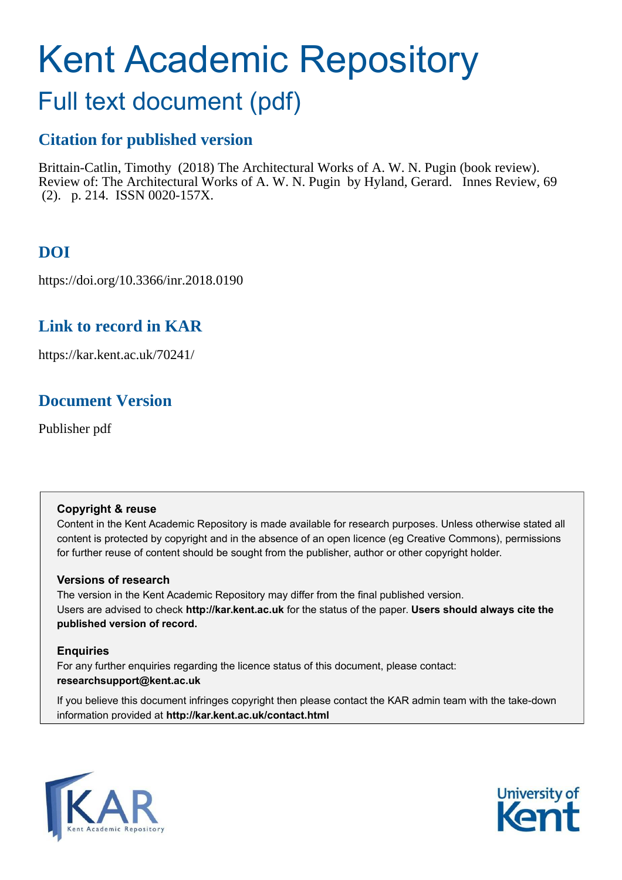# Kent Academic Repository

## Full text document (pdf)

### Citation for published version

Brittain-Catlin, Timothy (2018) The Architectural Works of A. W. N. Pugin (book review). Review of: The Architectural Works of A. W. N. Pugin by Hyland, Gerard. Innes Review, 69 (2). p. 214. ISSN 0020-157X.

### DOI

https://doi.org/10.3366/inr.2018.0190

### Link to record in KAR

https://kar.kent.ac.uk/70241/

### Document Version

Publisher pdf

**Copyright & reuse**

Content in the Kent Academic Repository is made available for research purposes. Unless otherwise stated all content is protected by copyright and in the absence of an open licence (eg Creative Commons), permissions for further reuse of content should be sought from the publisher, author or other copyright holder.

**Versions of research**

The version in the Kent Academic Repository may differ from the final published version. Users are advised to check **http://kar.kent.ac.uk** for the status of the paper. **Users should always cite the published version of record.**

**Enquiries**

For any further enquiries regarding the licence status of this document, please contact: **researchsupport@kent.ac.uk**

If you believe this document infringes copyright then please contact the KAR admin team with the take-down information provided at **http://kar.kent.ac.uk/contact.html**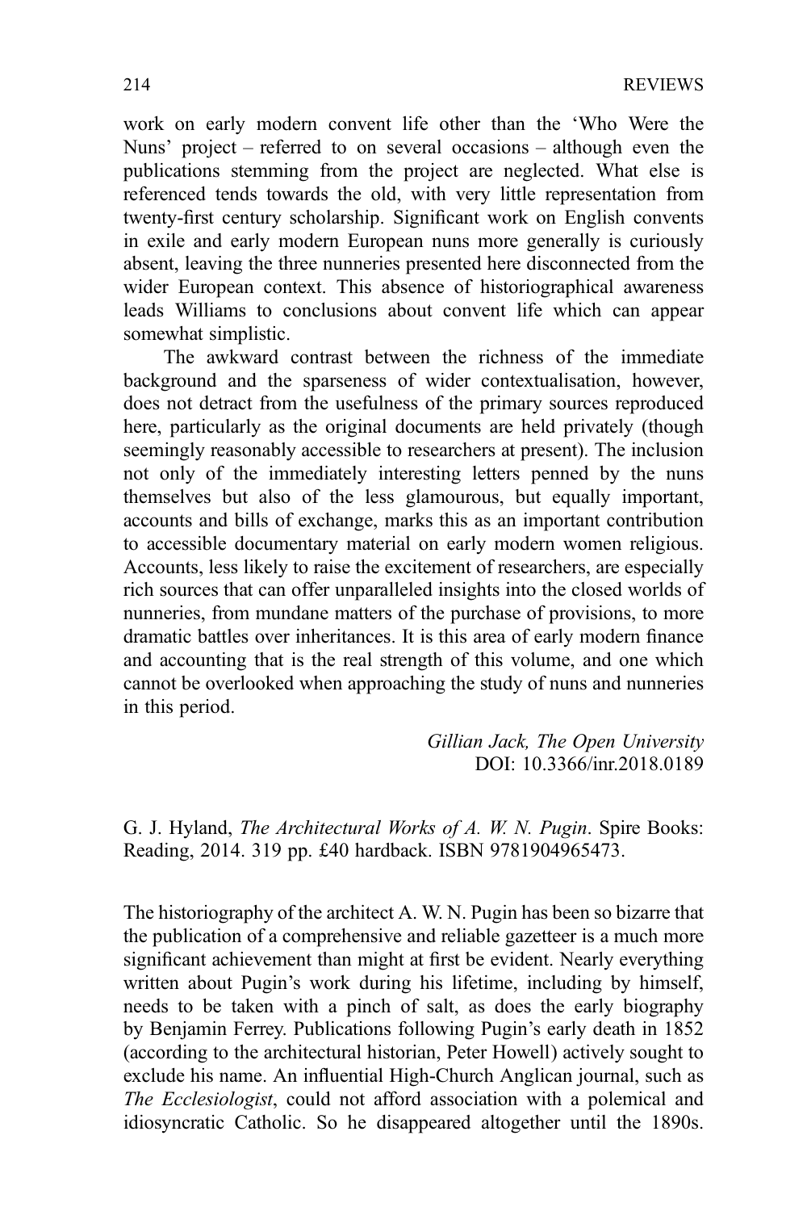work on early modern convent life other than the 'Who Were the Nuns' project – referred to on several occasions – although even the publications stemming from the project are neglected. What else is referenced tends towards the old, with very little representation from twenty-first century scholarship. Significant work on English convents in exile and early modern European nuns more generally is curiously absent, leaving the three nunneries presented here disconnected from the wider European context. This absence of historiographical awareness leads Williams to conclusions about convent life which can appear somewhat simplistic.

The awkward contrast between the richness of the immediate background and the sparseness of wider contextualisation, however, does not detract from the usefulness of the primary sources reproduced here, particularly as the original documents are held privately (though seemingly reasonably accessible to researchers at present). The inclusion not only of the immediately interesting letters penned by the nuns themselves but also of the less glamourous, but equally important, accounts and bills of exchange, marks this as an important contribution to accessible documentary material on early modern women religious. Accounts, less likely to raise the excitement of researchers, are especially rich sources that can offer unparalleled insights into the closed worlds of nunneries, from mundane matters of the purchase of provisions, to more dramatic battles over inheritances. It is this area of early modern finance and accounting that is the real strength of this volume, and one which cannot be overlooked when approaching the study of nuns and nunneries in this period.

*Gillian Jack, The Open University*
DOI: 10.3366/inr.2018.0189

G. J. Hyland, *The Architectural Works of A. W. N. Pugin*. Spire Books: Reading, 2014. 319 pp. £40 hardback. ISBN 9781904965473.

The historiography of the architect A. W. N. Pugin has been so bizarre that the publication of a comprehensive and reliable gazetteer is a much more significant achievement than might at first be evident. Nearly everything written about Pugin's work during his lifetime, including by himself, needs to be taken with a pinch of salt, as does the early biography by Benjamin Ferrey. Publications following Pugin's early death in 1852 (according to the architectural historian, Peter Howell) actively sought to exclude his name. An influential High-Church Anglican journal, such as *The Ecclesiologist*, could not afford association with a polemical and idiosyncratic Catholic. So he disappeared altogether until the 1890s.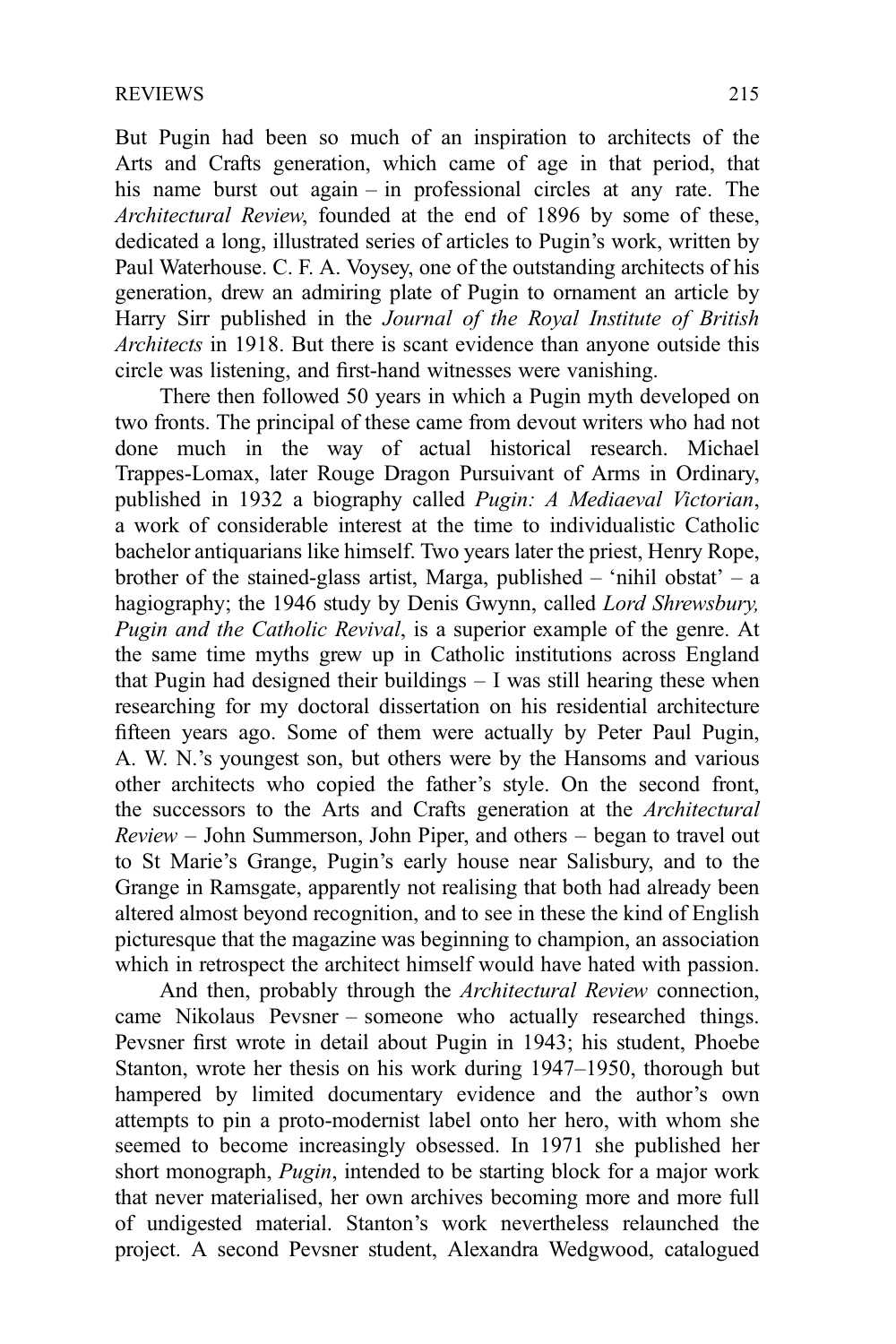But Pugin had been so much of an inspiration to architects of the Arts and Crafts generation, which came of age in that period, that his name burst out again – in professional circles at any rate. The *Architectural Review*, founded at the end of 1896 by some of these, dedicated a long, illustrated series of articles to Pugin's work, written by Paul Waterhouse. C. F. A. Voysey, one of the outstanding architects of his generation, drew an admiring plate of Pugin to ornament an article by Harry Sirr published in the *Journal of the Royal Institute of British Architects* in 1918. But there is scant evidence than anyone outside this circle was listening, and first-hand witnesses were vanishing.

There then followed 50 years in which a Pugin myth developed on two fronts. The principal of these came from devout writers who had not done much in the way of actual historical research. Michael Trappes-Lomax, later Rouge Dragon Pursuivant of Arms in Ordinary, published in 1932 a biography called *Pugin: A Mediaeval Victorian*, a work of considerable interest at the time to individualistic Catholic bachelor antiquarians like himself. Two years later the priest, Henry Rope, brother of the stained-glass artist, Marga, published – 'nihil obstat' – a hagiography; the 1946 study by Denis Gwynn, called *Lord Shrewsbury, Pugin and the Catholic Revival*, is a superior example of the genre. At the same time myths grew up in Catholic institutions across England that Pugin had designed their buildings – I was still hearing these when researching for my doctoral dissertation on his residential architecture fifteen years ago. Some of them were actually by Peter Paul Pugin, A. W. N.'s youngest son, but others were by the Hansoms and various other architects who copied the father's style. On the second front, the successors to the Arts and Crafts generation at the *Architectural Review* – John Summerson, John Piper, and others – began to travel out to St Marie's Grange, Pugin's early house near Salisbury, and to the Grange in Ramsgate, apparently not realising that both had already been altered almost beyond recognition, and to see in these the kind of English picturesque that the magazine was beginning to champion, an association which in retrospect the architect himself would have hated with passion.

And then, probably through the *Architectural Review* connection, came Nikolaus Pevsner – someone who actually researched things. Pevsner first wrote in detail about Pugin in 1943; his student, Phoebe Stanton, wrote her thesis on his work during 1947–1950, thorough but hampered by limited documentary evidence and the author's own attempts to pin a proto-modernist label onto her hero, with whom she seemed to become increasingly obsessed. In 1971 she published her short monograph, *Pugin*, intended to be starting block for a major work that never materialised, her own archives becoming more and more full of undigested material. Stanton's work nevertheless relaunched the project. A second Pevsner student, Alexandra Wedgwood, catalogued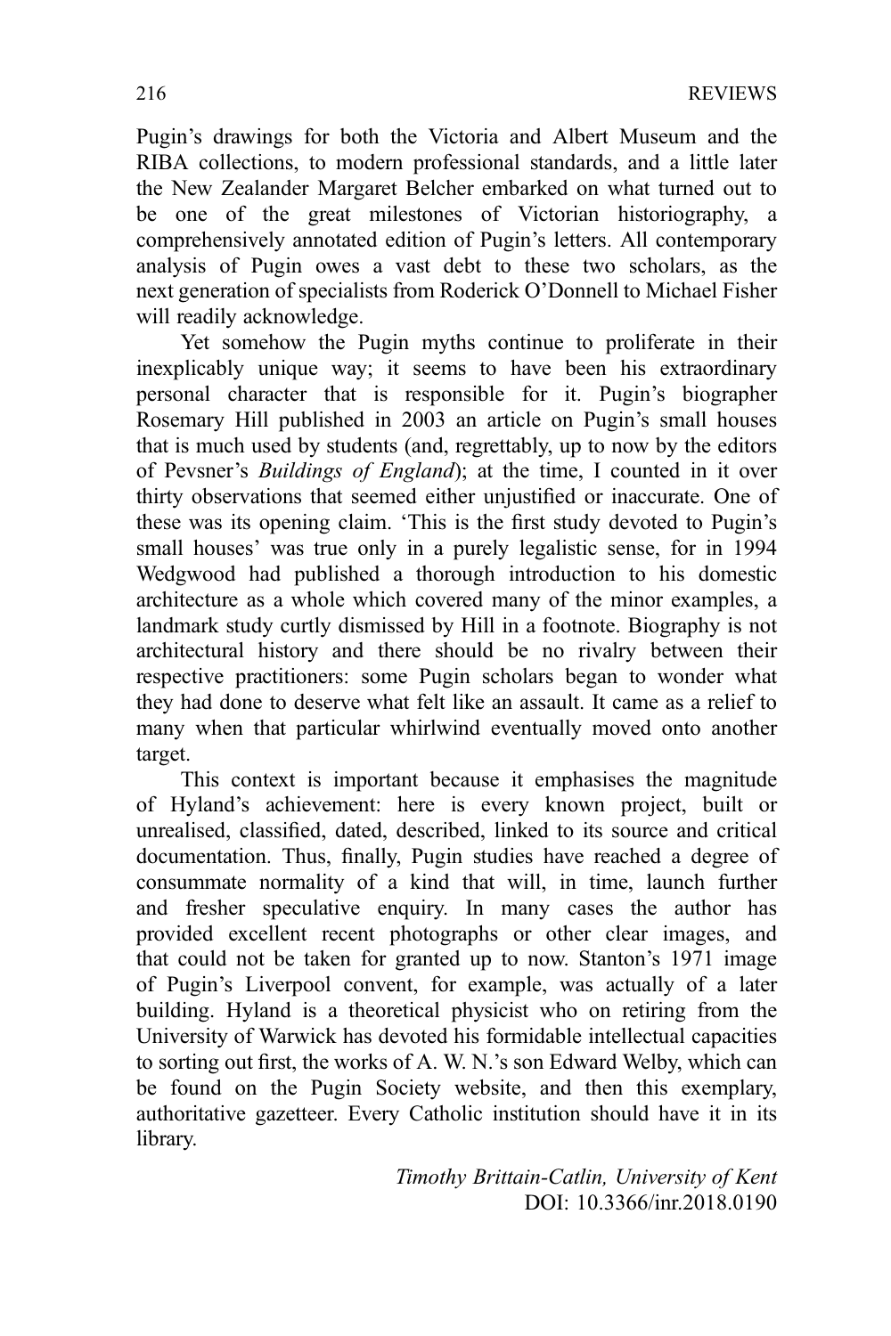Pugin's drawings for both the Victoria and Albert Museum and the RIBA collections, to modern professional standards, and a little later the New Zealander Margaret Belcher embarked on what turned out to be one of the great milestones of Victorian historiography, a comprehensively annotated edition of Pugin's letters. All contemporary analysis of Pugin owes a vast debt to these two scholars, as the next generation of specialists from Roderick O'Donnell to Michael Fisher will readily acknowledge.

Yet somehow the Pugin myths continue to proliferate in their inexplicably unique way; it seems to have been his extraordinary personal character that is responsible for it. Pugin's biographer Rosemary Hill published in 2003 an article on Pugin's small houses that is much used by students (and, regrettably, up to now by the editors of Pevsner's *Buildings of England*); at the time, I counted in it over thirty observations that seemed either unjustified or inaccurate. One of these was its opening claim. 'This is the first study devoted to Pugin's small houses' was true only in a purely legalistic sense, for in 1994 Wedgwood had published a thorough introduction to his domestic architecture as a whole which covered many of the minor examples, a landmark study curtly dismissed by Hill in a footnote. Biography is not architectural history and there should be no rivalry between their respective practitioners: some Pugin scholars began to wonder what they had done to deserve what felt like an assault. It came as a relief to many when that particular whirlwind eventually moved onto another target.

This context is important because it emphasises the magnitude of Hyland's achievement: here is every known project, built or unrealised, classified, dated, described, linked to its source and critical documentation. Thus, finally, Pugin studies have reached a degree of consummate normality of a kind that will, in time, launch further and fresher speculative enquiry. In many cases the author has provided excellent recent photographs or other clear images, and that could not be taken for granted up to now. Stanton's 1971 image of Pugin's Liverpool convent, for example, was actually of a later building. Hyland is a theoretical physicist who on retiring from the University of Warwick has devoted his formidable intellectual capacities to sorting out first, the works of A. W. N.'s son Edward Welby, which can be found on the Pugin Society website, and then this exemplary, authoritative gazetteer. Every Catholic institution should have it in its library.

*Timothy Brittain-Catlin, University of Kent*
DOI: 10.3366/inr.2018.0190